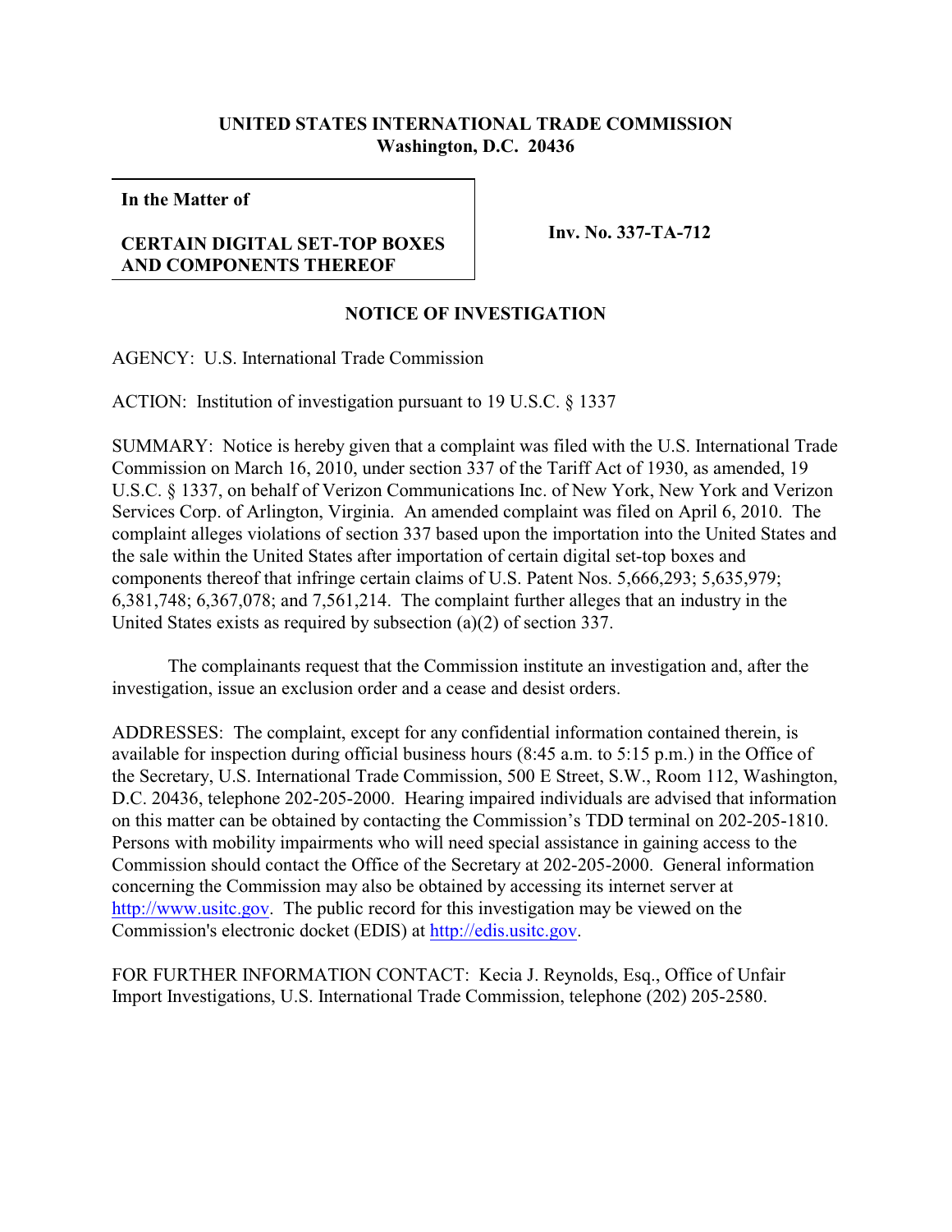**UNITED STATES INTERNATIONAL TRADE COMMISSION**
**Washington, D.C. 20436**

| **In the Matter of** **CERTAIN DIGITAL SET-TOP BOXES AND COMPONENTS THEREOF** | **Inv. No. 337-TA-712** |
| --- | --- |

**NOTICE OF INVESTIGATION**

AGENCY: U.S. International Trade Commission

ACTION: Institution of investigation pursuant to 19 U.S.C. § 1337

SUMMARY: Notice is hereby given that a complaint was filed with the U.S. International Trade Commission on March 16, 2010, under section 337 of the Tariff Act of 1930, as amended, 19 U.S.C. § 1337, on behalf of Verizon Communications Inc. of New York, New York and Verizon Services Corp. of Arlington, Virginia. An amended complaint was filed on April 6, 2010. The complaint alleges violations of section 337 based upon the importation into the United States and the sale within the United States after importation of certain digital set-top boxes and components thereof that infringe certain claims of U.S. Patent Nos. 5,666,293; 5,635,979; 6,381,748; 6,367,078; and 7,561,214. The complaint further alleges that an industry in the United States exists as required by subsection (a)(2) of section 337.

The complainants request that the Commission institute an investigation and, after the investigation, issue an exclusion order and a cease and desist orders.

ADDRESSES: The complaint, except for any confidential information contained therein, is available for inspection during official business hours (8:45 a.m. to 5:15 p.m.) in the Office of the Secretary, U.S. International Trade Commission, 500 E Street, S.W., Room 112, Washington, D.C. 20436, telephone 202-205-2000. Hearing impaired individuals are advised that information on this matter can be obtained by contacting the Commission's TDD terminal on 202-205-1810. Persons with mobility impairments who will need special assistance in gaining access to the Commission should contact the Office of the Secretary at 202-205-2000. General information concerning the Commission may also be obtained by accessing its internet server at http://www.usitc.gov. The public record for this investigation may be viewed on the Commission's electronic docket (EDIS) at http://edis.usitc.gov.

FOR FURTHER INFORMATION CONTACT: Kecia J. Reynolds, Esq., Office of Unfair Import Investigations, U.S. International Trade Commission, telephone (202) 205-2580.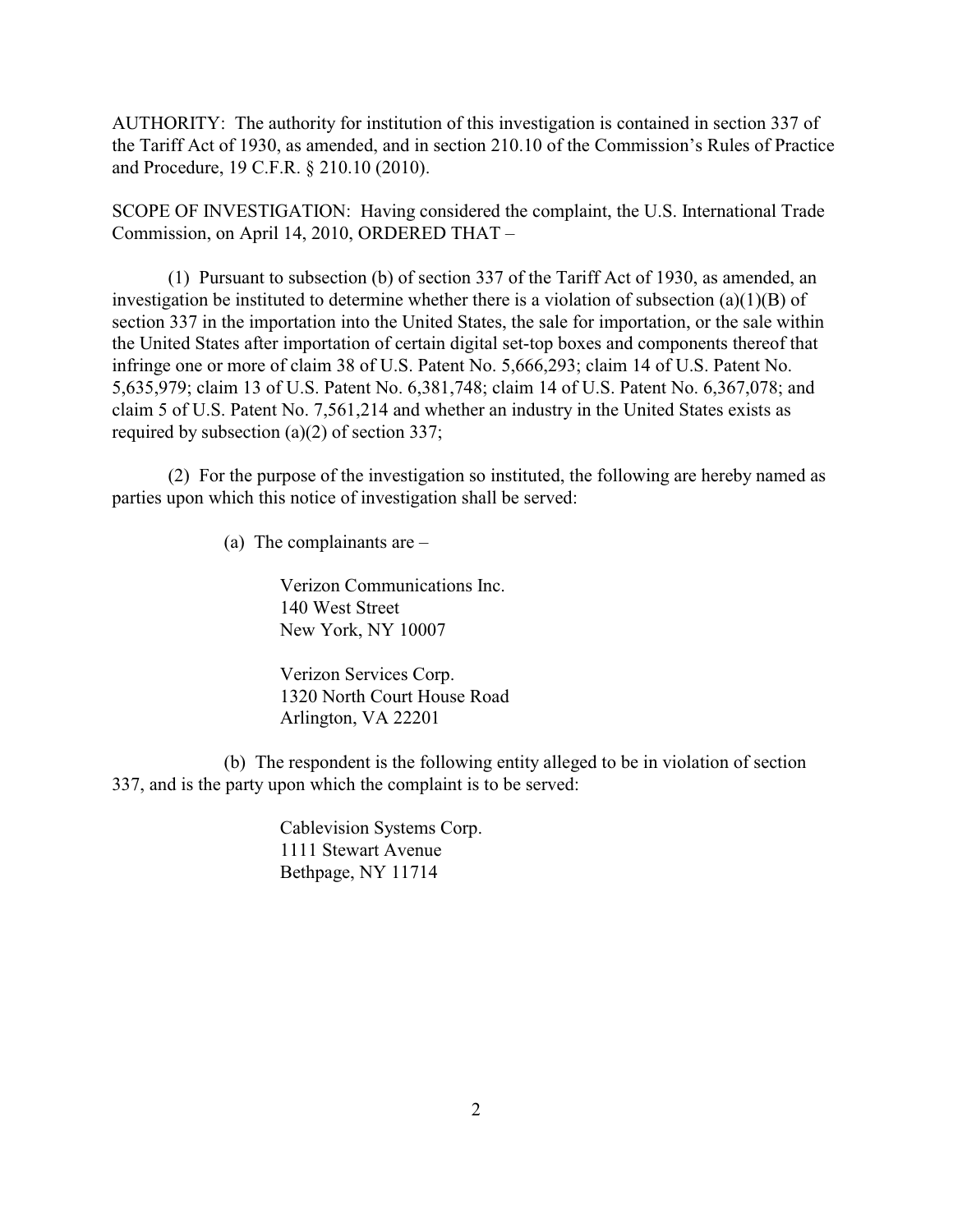AUTHORITY: The authority for institution of this investigation is contained in section 337 of the Tariff Act of 1930, as amended, and in section 210.10 of the Commission's Rules of Practice and Procedure, 19 C.F.R. § 210.10 (2010).

SCOPE OF INVESTIGATION: Having considered the complaint, the U.S. International Trade Commission, on April 14, 2010, ORDERED THAT –

(1) Pursuant to subsection (b) of section 337 of the Tariff Act of 1930, as amended, an investigation be instituted to determine whether there is a violation of subsection (a)(1)(B) of section 337 in the importation into the United States, the sale for importation, or the sale within the United States after importation of certain digital set-top boxes and components thereof that infringe one or more of claim 38 of U.S. Patent No. 5,666,293; claim 14 of U.S. Patent No. 5,635,979; claim 13 of U.S. Patent No. 6,381,748; claim 14 of U.S. Patent No. 6,367,078; and claim 5 of U.S. Patent No. 7,561,214 and whether an industry in the United States exists as required by subsection (a)(2) of section 337;

(2) For the purpose of the investigation so instituted, the following are hereby named as parties upon which this notice of investigation shall be served:

(a) The complainants are –

Verizon Communications Inc.
140 West Street
New York, NY 10007

Verizon Services Corp.
1320 North Court House Road
Arlington, VA 22201

(b) The respondent is the following entity alleged to be in violation of section 337, and is the party upon which the complaint is to be served:

Cablevision Systems Corp.
1111 Stewart Avenue
Bethpage, NY 11714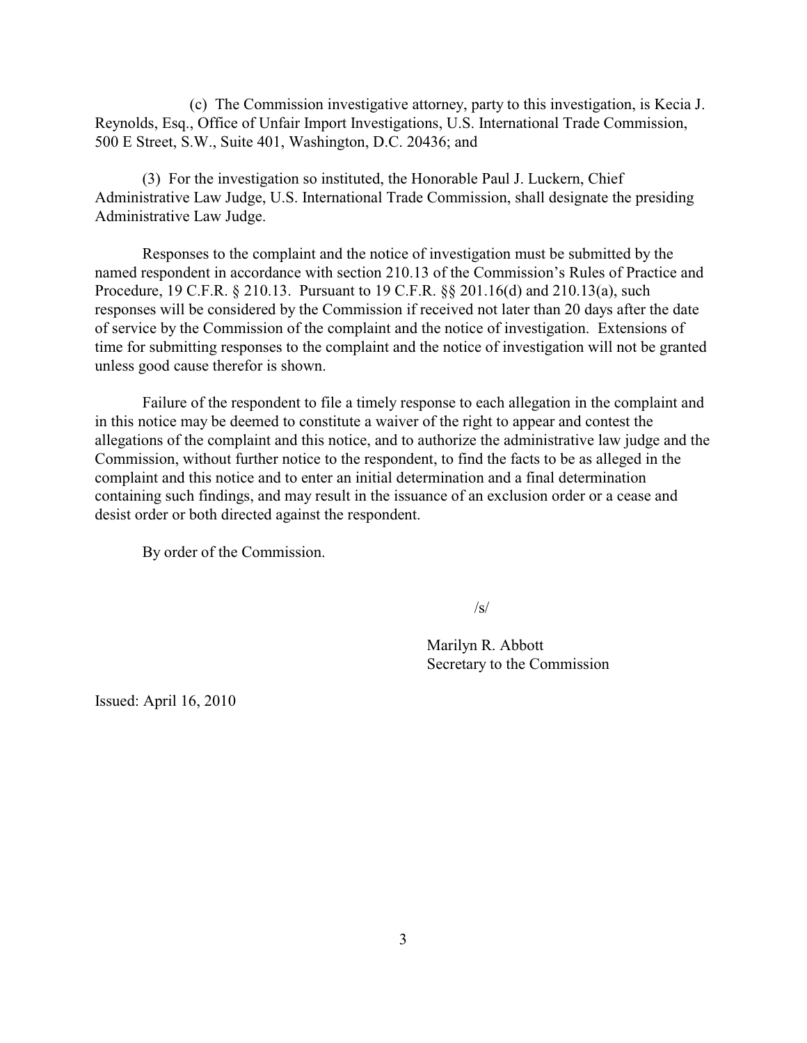(c) The Commission investigative attorney, party to this investigation, is Kecia J. Reynolds, Esq., Office of Unfair Import Investigations, U.S. International Trade Commission, 500 E Street, S.W., Suite 401, Washington, D.C. 20436; and

(3) For the investigation so instituted, the Honorable Paul J. Luckern, Chief Administrative Law Judge, U.S. International Trade Commission, shall designate the presiding Administrative Law Judge.

Responses to the complaint and the notice of investigation must be submitted by the named respondent in accordance with section 210.13 of the Commission's Rules of Practice and Procedure, 19 C.F.R. § 210.13. Pursuant to 19 C.F.R. §§ 201.16(d) and 210.13(a), such responses will be considered by the Commission if received not later than 20 days after the date of service by the Commission of the complaint and the notice of investigation. Extensions of time for submitting responses to the complaint and the notice of investigation will not be granted unless good cause therefor is shown.

Failure of the respondent to file a timely response to each allegation in the complaint and in this notice may be deemed to constitute a waiver of the right to appear and contest the allegations of the complaint and this notice, and to authorize the administrative law judge and the Commission, without further notice to the respondent, to find the facts to be as alleged in the complaint and this notice and to enter an initial determination and a final determination containing such findings, and may result in the issuance of an exclusion order or a cease and desist order or both directed against the respondent.

By order of the Commission.

/s/

Marilyn R. Abbott
Secretary to the Commission

Issued: April 16, 2010